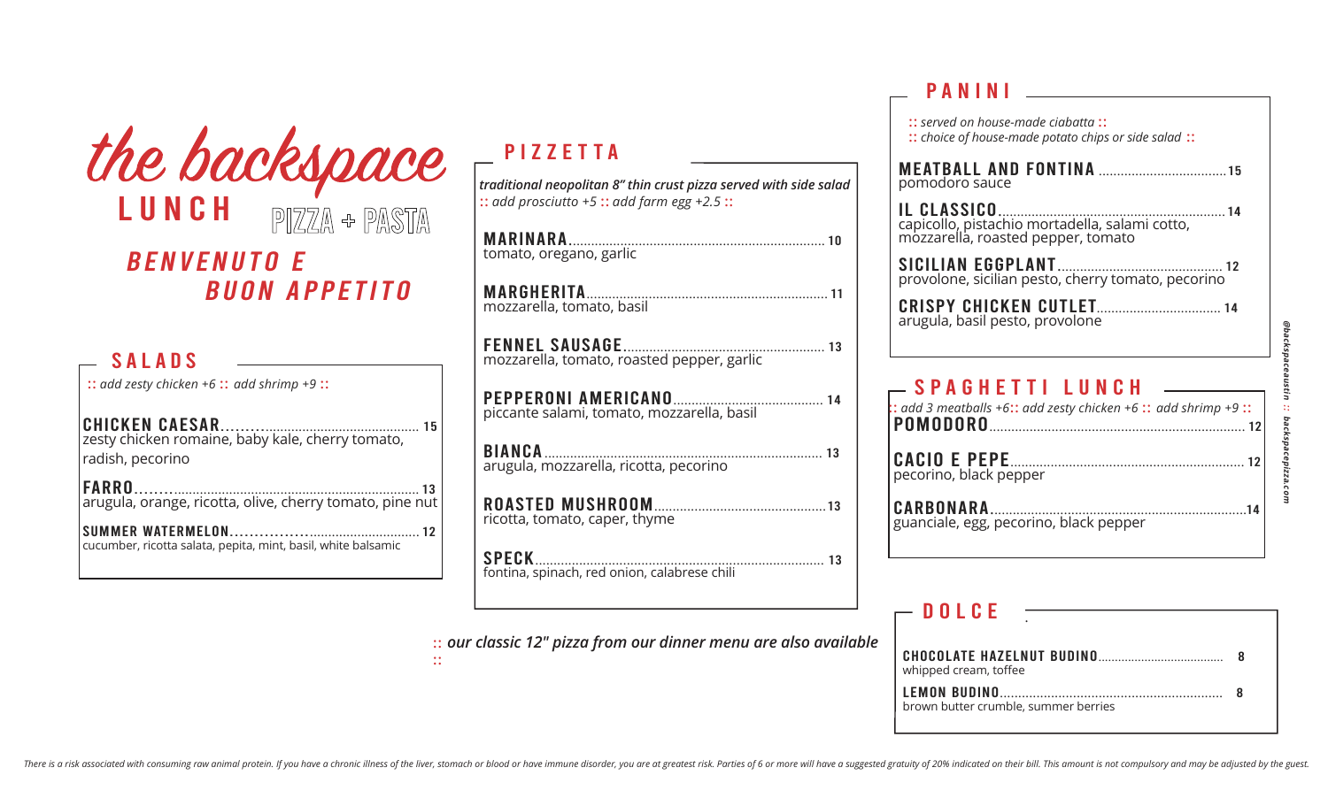# the backspace

## LUNCH

PIZZA + PASTA

### *BENVENUTO E BUON APPETITO*

## SALADS

:: *add zesty chicken +6* :: *add shrimp +9* ::

**CHICKEN CAESAR** ........ 15
zesty chicken romaine, baby kale, cherry tomato, radish, pecorino

**FARRO** ........ 13
arugula, orange, ricotta, olive, cherry tomato, pine nut

**SUMMER WATERMELON** ........ 12
cucumber, ricotta salata, pepita, mint, basil, white balsamic

## PIZZETTA

***traditional neopolitan 8" thin crust pizza served with side salad***
:: *add prosciutto +5* :: *add farm egg +2.5* ::

**MARINARA** ........ 10
tomato, oregano, garlic

**MARGHERITA** ........ 11
mozzarella, tomato, basil

**FENNEL SAUSAGE** ........ 13
mozzarella, tomato, roasted pepper, garlic

**PEPPERONI AMERICANO** ........ 14
piccante salami, tomato, mozzarella, basil

**BIANCA** ........ 13
arugula, mozzarella, ricotta, pecorino

**ROASTED MUSHROOM** ........ 13
ricotta, tomato, caper, thyme

**SPECK** ........ 13
fontina, spinach, red onion, calabrese chili

:: ***our classic 12" pizza from our dinner menu are also available*** ::

## PANINI

:: *served on house-made ciabatta* ::
:: *choice of house-made potato chips or side salad* ::

**MEATBALL AND FONTINA** ........ 15
pomodoro sauce

**IL CLASSICO** ........ 14
capicollo, pistachio mortadella, salami cotto, mozzarella, roasted pepper, tomato

**SICILIAN EGGPLANT** ........ 12
provolone, sicilian pesto, cherry tomato, pecorino

**CRISPY CHICKEN CUTLET** ........ 14
arugula, basil pesto, provolone

## SPAGHETTI LUNCH

:: *add 3 meatballs +6* :: *add zesty chicken +6* :: *add shrimp +9* ::

**POMODORO** ........ 12

**CACIO E PEPE** ........ 12
pecorino, black pepper

**CARBONARA** ........ 14
guanciale, egg, pecorino, black pepper

## DOLCE

**CHOCOLATE HAZELNUT BUDINO** ........ 8
whipped cream, toffee

**LEMON BUDINO** ........ 8
brown butter crumble, summer berries

*@backspaceaustin :: backspacepizza.com*

*There is a risk associated with consuming raw animal protein. If you have a chronic illness of the liver, stomach or blood or have immune disorder, you are at greatest risk. Parties of 6 or more will have a suggested gratuity of 20% indicated on their bill. This amount is not compulsory and may be adjusted by the guest.*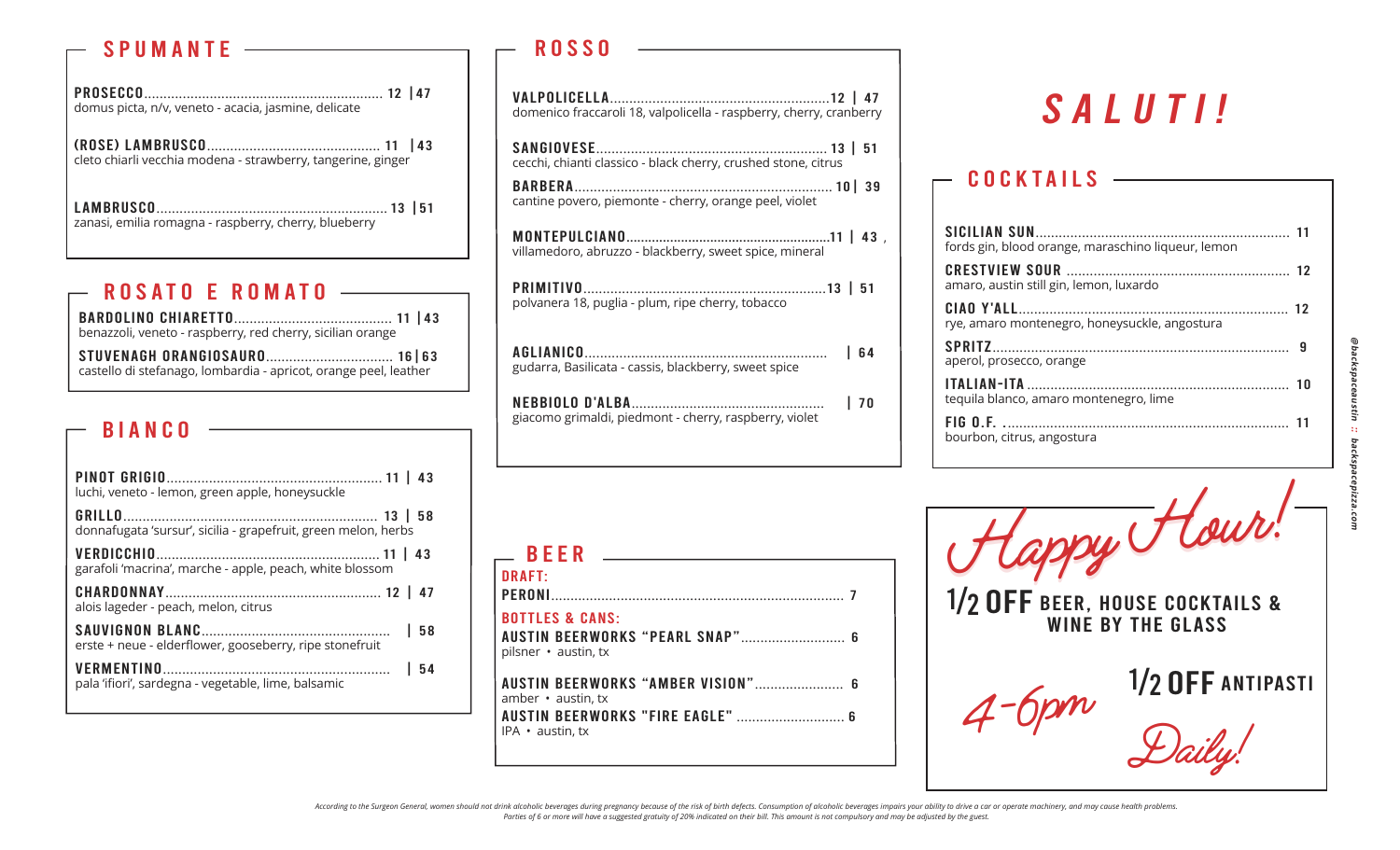## SPUMANTE

**PROSECCO** ... 12 | 47
domus picta, n/v, veneto - acacia, jasmine, delicate

**(ROSE) LAMBRUSCO** ... 11 | 43
cleto chiarli vecchia modena - strawberry, tangerine, ginger

**LAMBRUSCO** ... 13 | 51
zanasi, emilia romagna - raspberry, cherry, blueberry

## ROSATO E ROMATO

**BARDOLINO CHIARETTO** ... 11 | 43
benazzoli, veneto - raspberry, red cherry, sicilian orange

**STUVENAGH ORANGIOSAURO** ... 16 | 63
castello di stefanago, lombardia - apricot, orange peel, leather

## BIANCO

**PINOT GRIGIO** ... 11 | 43
luchi, veneto - lemon, green apple, honeysuckle

**GRILLO** ... 13 | 58
donnafugata 'sursur', sicilia - grapefruit, green melon, herbs

**VERDICCHIO** ... 11 | 43
garafoli 'macrina', marche - apple, peach, white blossom

**CHARDONNAY** ... 12 | 47
alois lageder - peach, melon, citrus

**SAUVIGNON BLANC** ... | 58
erste + neue - elderflower, gooseberry, ripe stonefruit

**VERMENTINO** ... | 54
pala 'ifiori', sardegna - vegetable, lime, balsamic

## ROSSO

**VALPOLICELLA** ... 12 | 47
domenico fraccaroli 18, valpolicella - raspberry, cherry, cranberry

**SANGIOVESE** ... 13 | 51
cecchi, chianti classico - black cherry, crushed stone, citrus

**BARBERA** ... 10 | 39
cantine povero, piemonte - cherry, orange peel, violet

**MONTEPULCIANO** ... 11 | 43
villamedoro, abruzzo - blackberry, sweet spice, mineral

**PRIMITIVO** ... 13 | 51
polvanera 18, puglia - plum, ripe cherry, tobacco

**AGLIANICO** ... | 64
gudarra, Basilicata - cassis, blackberry, sweet spice

**NEBBIOLO D'ALBA** ... | 70
giacomo grimaldi, piedmont - cherry, raspberry, violet

## BEER

**DRAFT:**

**PERONI** ... 7

**BOTTLES & CANS:**

**AUSTIN BEERWORKS "PEARL SNAP"** ... 6
pilsner • austin, tx

**AUSTIN BEERWORKS "AMBER VISION"** ... 6
amber • austin, tx

**AUSTIN BEERWORKS "FIRE EAGLE"** ... 6
IPA • austin, tx

# SALUTI!

## COCKTAILS

**SICILIAN SUN** ... 11
fords gin, blood orange, maraschino liqueur, lemon

**CRESTVIEW SOUR** ... 12
amaro, austin still gin, lemon, luxardo

**CIAO Y'ALL** ... 12
rye, amaro montenegro, honeysuckle, angostura

**SPRITZ** ... 9
aperol, prosecco, orange

**ITALIAN-ITA** ... 10
tequila blanco, amaro montenegro, lime

**FIG O.F.** ... 11
bourbon, citrus, angostura

## Happy Hour!

**1/2 OFF** BEER, HOUSE COCKTAILS & WINE BY THE GLASS

4-6pm

**1/2 OFF** ANTIPASTI

Daily!

@backspaceaustin :: backspacepizza.com

*According to the Surgeon General, women should not drink alcoholic beverages during pregnancy because of the risk of birth defects. Consumption of alcoholic beverages impairs your ability to drive a car or operate machinery, and may cause health problems.*
*Parties of 6 or more will have a suggested gratuity of 20% indicated on their bill. This amount is not compulsory and may be adjusted by the guest.*